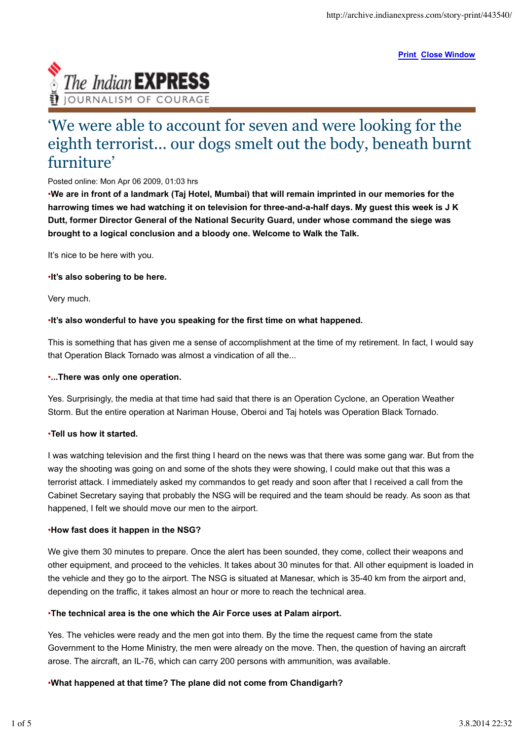# 'We were able to account for seven and were looking for the eighth terrorist... our dogs smelt out the body, beneath burnt furniture'

Posted online: Mon Apr 06 2009, 01:03 hrs

**•We are in front of a landmark (Taj Hotel, Mumbai) that will remain imprinted in our memories for the harrowing times we had watching it on television for three-and-a-half days. My guest this week is J K Dutt, former Director General of the National Security Guard, under whose command the siege was brought to a logical conclusion and a bloody one. Welcome to Walk the Talk.**

It's nice to be here with you.

**•It's also sobering to be here.**

Very much.

**•It's also wonderful to have you speaking for the first time on what happened.**

This is something that has given me a sense of accomplishment at the time of my retirement. In fact, I would say that Operation Black Tornado was almost a vindication of all the...

**•...There was only one operation.**

Yes. Surprisingly, the media at that time had said that there is an Operation Cyclone, an Operation Weather Storm. But the entire operation at Nariman House, Oberoi and Taj hotels was Operation Black Tornado.

**•Tell us how it started.**

I was watching television and the first thing I heard on the news was that there was some gang war. But from the way the shooting was going on and some of the shots they were showing, I could make out that this was a terrorist attack. I immediately asked my commandos to get ready and soon after that I received a call from the Cabinet Secretary saying that probably the NSG will be required and the team should be ready. As soon as that happened, I felt we should move our men to the airport.

**•How fast does it happen in the NSG?**

We give them 30 minutes to prepare. Once the alert has been sounded, they come, collect their weapons and other equipment, and proceed to the vehicles. It takes about 30 minutes for that. All other equipment is loaded in the vehicle and they go to the airport. The NSG is situated at Manesar, which is 35-40 km from the airport and, depending on the traffic, it takes almost an hour or more to reach the technical area.

**•The technical area is the one which the Air Force uses at Palam airport.**

Yes. The vehicles were ready and the men got into them. By the time the request came from the state Government to the Home Ministry, the men were already on the move. Then, the question of having an aircraft arose. The aircraft, an IL-76, which can carry 200 persons with ammunition, was available.

**•What happened at that time? The plane did not come from Chandigarh?**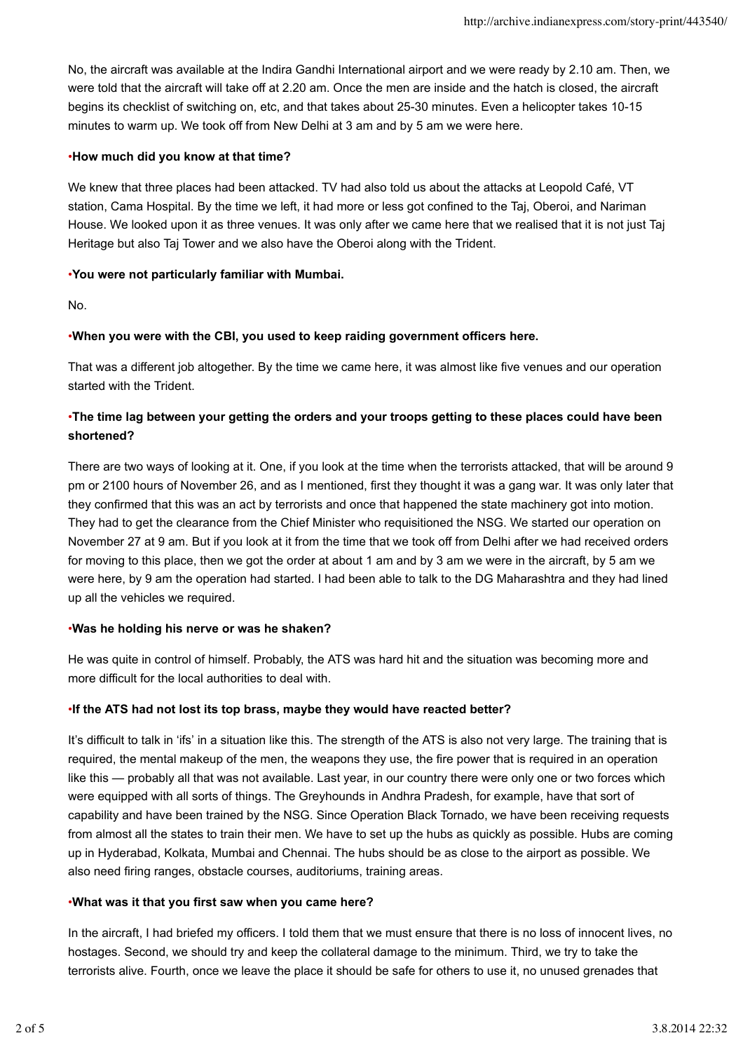No, the aircraft was available at the Indira Gandhi International airport and we were ready by 2.10 am. Then, we were told that the aircraft will take off at 2.20 am. Once the men are inside and the hatch is closed, the aircraft begins its checklist of switching on, etc, and that takes about 25-30 minutes. Even a helicopter takes 10-15 minutes to warm up. We took off from New Delhi at 3 am and by 5 am we were here.

•**How much did you know at that time?**

We knew that three places had been attacked. TV had also told us about the attacks at Leopold Café, VT station, Cama Hospital. By the time we left, it had more or less got confined to the Taj, Oberoi, and Nariman House. We looked upon it as three venues. It was only after we came here that we realised that it is not just Taj Heritage but also Taj Tower and we also have the Oberoi along with the Trident.

•**You were not particularly familiar with Mumbai.**

No.

•**When you were with the CBI, you used to keep raiding government officers here.**

That was a different job altogether. By the time we came here, it was almost like five venues and our operation started with the Trident.

•**The time lag between your getting the orders and your troops getting to these places could have been shortened?**

There are two ways of looking at it. One, if you look at the time when the terrorists attacked, that will be around 9 pm or 2100 hours of November 26, and as I mentioned, first they thought it was a gang war. It was only later that they confirmed that this was an act by terrorists and once that happened the state machinery got into motion. They had to get the clearance from the Chief Minister who requisitioned the NSG. We started our operation on November 27 at 9 am. But if you look at it from the time that we took off from Delhi after we had received orders for moving to this place, then we got the order at about 1 am and by 3 am we were in the aircraft, by 5 am we were here, by 9 am the operation had started. I had been able to talk to the DG Maharashtra and they had lined up all the vehicles we required.

•**Was he holding his nerve or was he shaken?**

He was quite in control of himself. Probably, the ATS was hard hit and the situation was becoming more and more difficult for the local authorities to deal with.

•**If the ATS had not lost its top brass, maybe they would have reacted better?**

It's difficult to talk in 'ifs' in a situation like this. The strength of the ATS is also not very large. The training that is required, the mental makeup of the men, the weapons they use, the fire power that is required in an operation like this — probably all that was not available. Last year, in our country there were only one or two forces which were equipped with all sorts of things. The Greyhounds in Andhra Pradesh, for example, have that sort of capability and have been trained by the NSG. Since Operation Black Tornado, we have been receiving requests from almost all the states to train their men. We have to set up the hubs as quickly as possible. Hubs are coming up in Hyderabad, Kolkata, Mumbai and Chennai. The hubs should be as close to the airport as possible. We also need firing ranges, obstacle courses, auditoriums, training areas.

•**What was it that you first saw when you came here?**

In the aircraft, I had briefed my officers. I told them that we must ensure that there is no loss of innocent lives, no hostages. Second, we should try and keep the collateral damage to the minimum. Third, we try to take the terrorists alive. Fourth, once we leave the place it should be safe for others to use it, no unused grenades that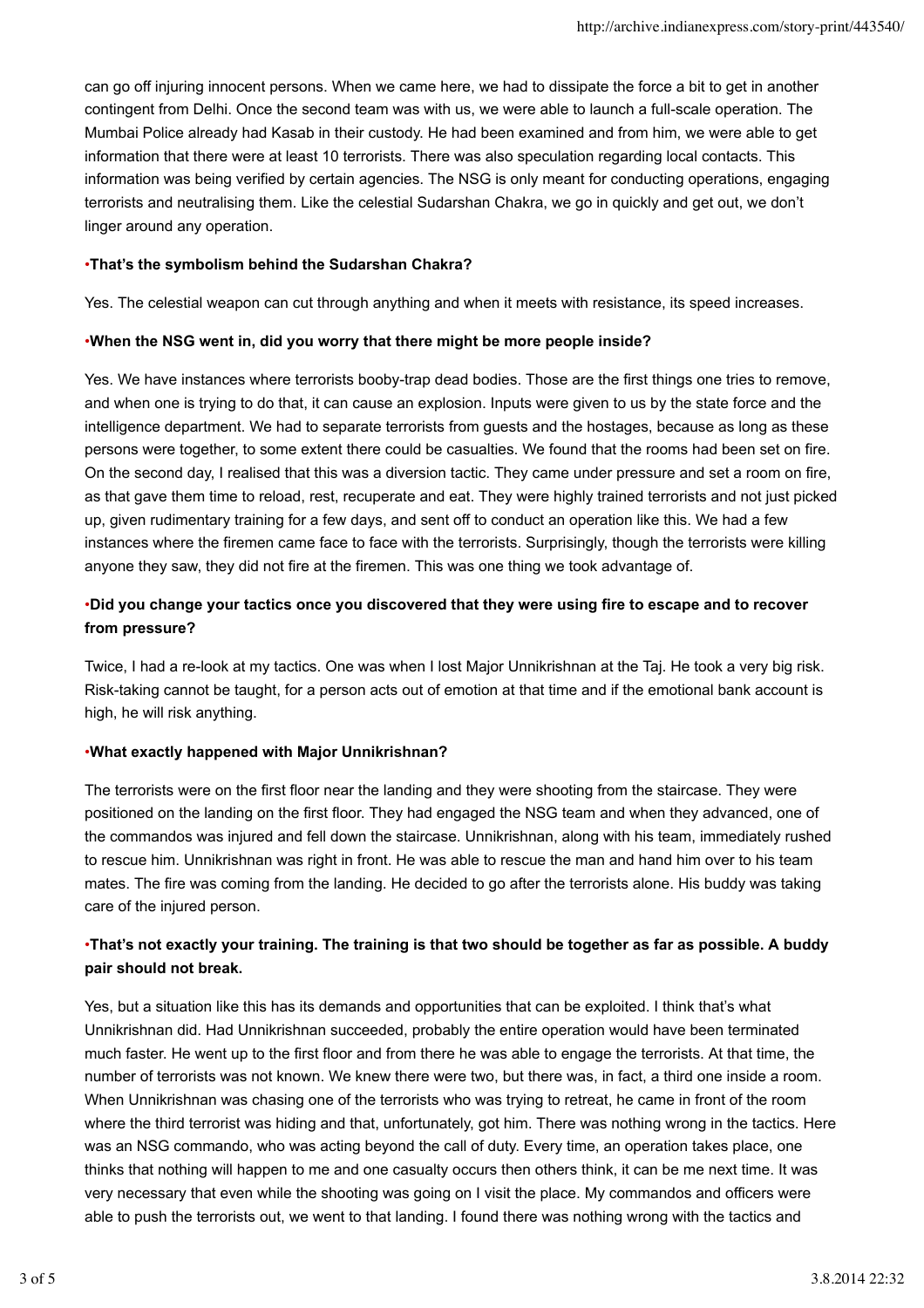can go off injuring innocent persons. When we came here, we had to dissipate the force a bit to get in another contingent from Delhi. Once the second team was with us, we were able to launch a full-scale operation. The Mumbai Police already had Kasab in their custody. He had been examined and from him, we were able to get information that there were at least 10 terrorists. There was also speculation regarding local contacts. This information was being verified by certain agencies. The NSG is only meant for conducting operations, engaging terrorists and neutralising them. Like the celestial Sudarshan Chakra, we go in quickly and get out, we don't linger around any operation.

**•That's the symbolism behind the Sudarshan Chakra?**

Yes. The celestial weapon can cut through anything and when it meets with resistance, its speed increases.

**•When the NSG went in, did you worry that there might be more people inside?**

Yes. We have instances where terrorists booby-trap dead bodies. Those are the first things one tries to remove, and when one is trying to do that, it can cause an explosion. Inputs were given to us by the state force and the intelligence department. We had to separate terrorists from guests and the hostages, because as long as these persons were together, to some extent there could be casualties. We found that the rooms had been set on fire. On the second day, I realised that this was a diversion tactic. They came under pressure and set a room on fire, as that gave them time to reload, rest, recuperate and eat. They were highly trained terrorists and not just picked up, given rudimentary training for a few days, and sent off to conduct an operation like this. We had a few instances where the firemen came face to face with the terrorists. Surprisingly, though the terrorists were killing anyone they saw, they did not fire at the firemen. This was one thing we took advantage of.

**•Did you change your tactics once you discovered that they were using fire to escape and to recover from pressure?**

Twice, I had a re-look at my tactics. One was when I lost Major Unnikrishnan at the Taj. He took a very big risk. Risk-taking cannot be taught, for a person acts out of emotion at that time and if the emotional bank account is high, he will risk anything.

**•What exactly happened with Major Unnikrishnan?**

The terrorists were on the first floor near the landing and they were shooting from the staircase. They were positioned on the landing on the first floor. They had engaged the NSG team and when they advanced, one of the commandos was injured and fell down the staircase. Unnikrishnan, along with his team, immediately rushed to rescue him. Unnikrishnan was right in front. He was able to rescue the man and hand him over to his team mates. The fire was coming from the landing. He decided to go after the terrorists alone. His buddy was taking care of the injured person.

**•That's not exactly your training. The training is that two should be together as far as possible. A buddy pair should not break.**

Yes, but a situation like this has its demands and opportunities that can be exploited. I think that's what Unnikrishnan did. Had Unnikrishnan succeeded, probably the entire operation would have been terminated much faster. He went up to the first floor and from there he was able to engage the terrorists. At that time, the number of terrorists was not known. We knew there were two, but there was, in fact, a third one inside a room. When Unnikrishnan was chasing one of the terrorists who was trying to retreat, he came in front of the room where the third terrorist was hiding and that, unfortunately, got him. There was nothing wrong in the tactics. Here was an NSG commando, who was acting beyond the call of duty. Every time, an operation takes place, one thinks that nothing will happen to me and one casualty occurs then others think, it can be me next time. It was very necessary that even while the shooting was going on I visit the place. My commandos and officers were able to push the terrorists out, we went to that landing. I found there was nothing wrong with the tactics and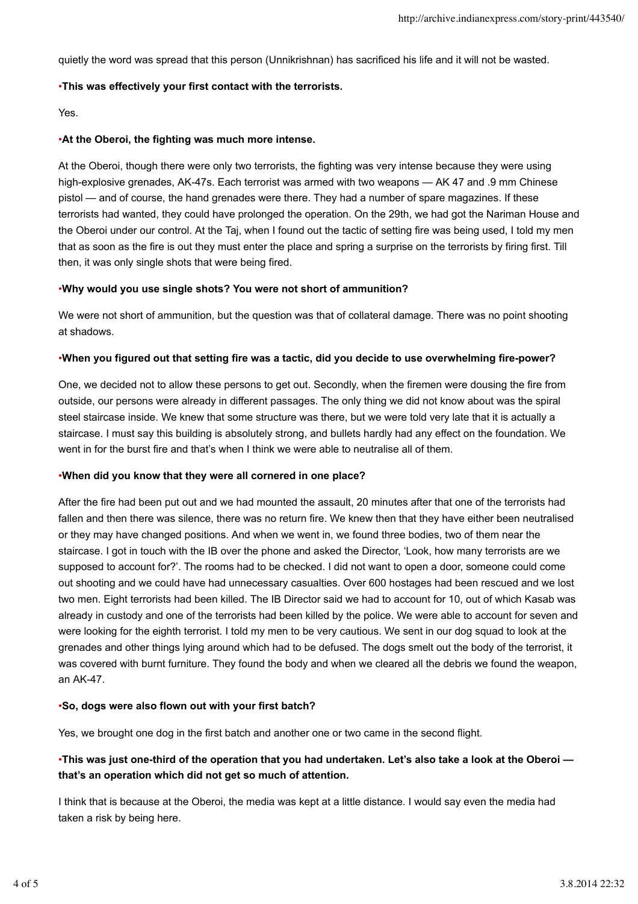quietly the word was spread that this person (Unnikrishnan) has sacrificed his life and it will not be wasted.

•**This was effectively your first contact with the terrorists.**

Yes.

•**At the Oberoi, the fighting was much more intense.**

At the Oberoi, though there were only two terrorists, the fighting was very intense because they were using high-explosive grenades, AK-47s. Each terrorist was armed with two weapons — AK 47 and .9 mm Chinese pistol — and of course, the hand grenades were there. They had a number of spare magazines. If these terrorists had wanted, they could have prolonged the operation. On the 29th, we had got the Nariman House and the Oberoi under our control. At the Taj, when I found out the tactic of setting fire was being used, I told my men that as soon as the fire is out they must enter the place and spring a surprise on the terrorists by firing first. Till then, it was only single shots that were being fired.

•**Why would you use single shots? You were not short of ammunition?**

We were not short of ammunition, but the question was that of collateral damage. There was no point shooting at shadows.

•**When you figured out that setting fire was a tactic, did you decide to use overwhelming fire-power?**

One, we decided not to allow these persons to get out. Secondly, when the firemen were dousing the fire from outside, our persons were already in different passages. The only thing we did not know about was the spiral steel staircase inside. We knew that some structure was there, but we were told very late that it is actually a staircase. I must say this building is absolutely strong, and bullets hardly had any effect on the foundation. We went in for the burst fire and that's when I think we were able to neutralise all of them.

•**When did you know that they were all cornered in one place?**

After the fire had been put out and we had mounted the assault, 20 minutes after that one of the terrorists had fallen and then there was silence, there was no return fire. We knew then that they have either been neutralised or they may have changed positions. And when we went in, we found three bodies, two of them near the staircase. I got in touch with the IB over the phone and asked the Director, 'Look, how many terrorists are we supposed to account for?'. The rooms had to be checked. I did not want to open a door, someone could come out shooting and we could have had unnecessary casualties. Over 600 hostages had been rescued and we lost two men. Eight terrorists had been killed. The IB Director said we had to account for 10, out of which Kasab was already in custody and one of the terrorists had been killed by the police. We were able to account for seven and were looking for the eighth terrorist. I told my men to be very cautious. We sent in our dog squad to look at the grenades and other things lying around which had to be defused. The dogs smelt out the body of the terrorist, it was covered with burnt furniture. They found the body and when we cleared all the debris we found the weapon, an AK-47.

•**So, dogs were also flown out with your first batch?**

Yes, we brought one dog in the first batch and another one or two came in the second flight.

•**This was just one-third of the operation that you had undertaken. Let's also take a look at the Oberoi — that's an operation which did not get so much of attention.**

I think that is because at the Oberoi, the media was kept at a little distance. I would say even the media had taken a risk by being here.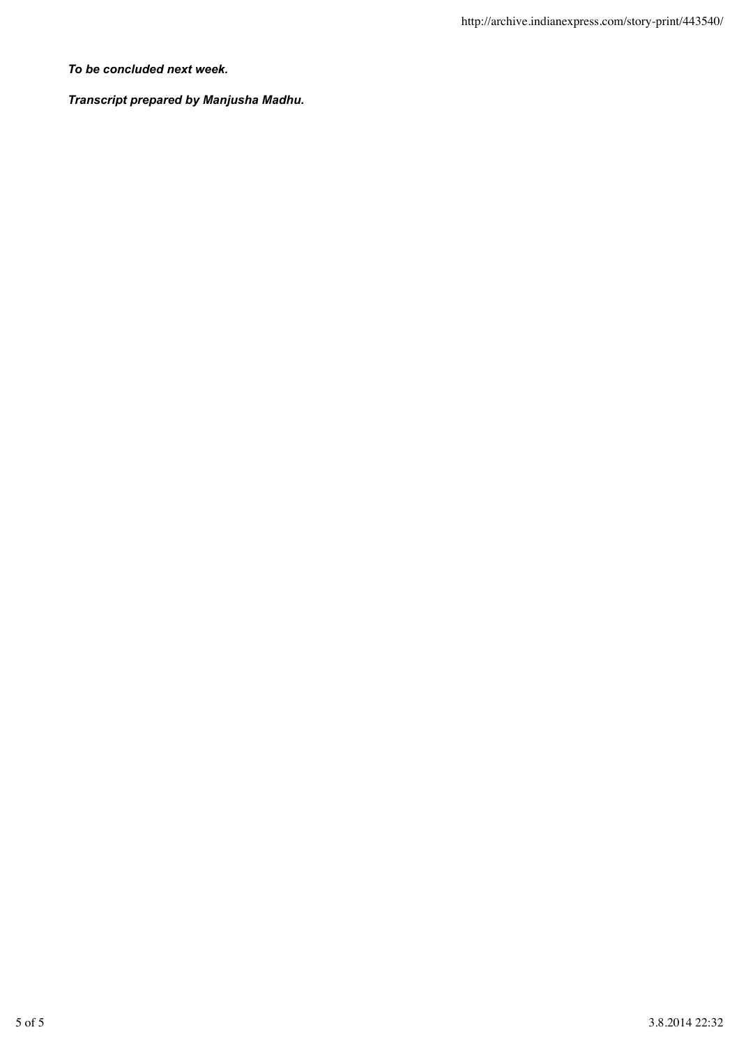*To be concluded next week.*

*Transcript prepared by Manjusha Madhu.*